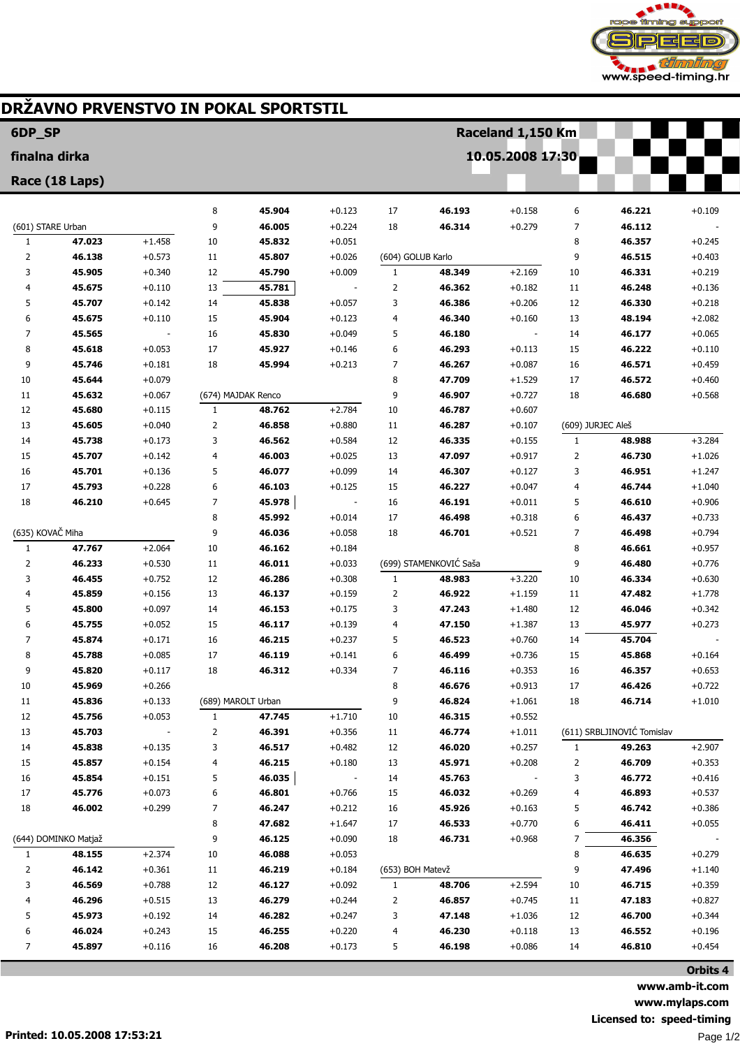# DRŽAVNO PRVENSTVO IN POKAL SPORTSTIL

**6DP_SP** — **Raceland 1,150 Km**

**finalna dirka** — **10.05.2008 17:30**

**Race (18 Laps)**

(601) STARE Urban

| Lap | Time | Diff |
|---|---|---|
| 1 | **47.023** | +1.458 |
| 2 | **46.138** | +0.573 |
| 3 | **45.905** | +0.340 |
| 4 | **45.675** | +0.110 |
| 5 | **45.707** | +0.142 |
| 6 | **45.675** | +0.110 |
| 7 | **45.565** | - |
| 8 | **45.618** | +0.053 |
| 9 | **45.746** | +0.181 |
| 10 | **45.644** | +0.079 |
| 11 | **45.632** | +0.067 |
| 12 | **45.680** | +0.115 |
| 13 | **45.605** | +0.040 |
| 14 | **45.738** | +0.173 |
| 15 | **45.707** | +0.142 |
| 16 | **45.701** | +0.136 |
| 17 | **45.793** | +0.228 |
| 18 | **46.210** | +0.645 |

(635) KOVAČ Miha

| Lap | Time | Diff |
|---|---|---|
| 1 | **47.767** | +2.064 |
| 2 | **46.233** | +0.530 |
| 3 | **46.455** | +0.752 |
| 4 | **45.859** | +0.156 |
| 5 | **45.800** | +0.097 |
| 6 | **45.755** | +0.052 |
| 7 | **45.874** | +0.171 |
| 8 | **45.788** | +0.085 |
| 9 | **45.820** | +0.117 |
| 10 | **45.969** | +0.266 |
| 11 | **45.836** | +0.133 |
| 12 | **45.756** | +0.053 |
| 13 | **45.703** | - |
| 14 | **45.838** | +0.135 |
| 15 | **45.857** | +0.154 |
| 16 | **45.854** | +0.151 |
| 17 | **45.776** | +0.073 |
| 18 | **46.002** | +0.299 |

(644) DOMINKO Matjaž

| Lap | Time | Diff |
|---|---|---|
| 1 | **48.155** | +2.374 |
| 2 | **46.142** | +0.361 |
| 3 | **46.569** | +0.788 |
| 4 | **46.296** | +0.515 |
| 5 | **45.973** | +0.192 |
| 6 | **46.024** | +0.243 |
| 7 | **45.897** | +0.116 |
| 8 | **45.904** | +0.123 |
| 9 | **46.005** | +0.224 |
| 10 | **45.832** | +0.051 |
| 11 | **45.807** | +0.026 |
| 12 | **45.790** | +0.009 |
| 13 | **45.781** | - |
| 14 | **45.838** | +0.057 |
| 15 | **45.904** | +0.123 |
| 16 | **45.830** | +0.049 |
| 17 | **45.927** | +0.146 |
| 18 | **45.994** | +0.213 |

(674) MAJDAK Renco

| Lap | Time | Diff |
|---|---|---|
| 1 | **48.762** | +2.784 |
| 2 | **46.858** | +0.880 |
| 3 | **46.562** | +0.584 |
| 4 | **46.003** | +0.025 |
| 5 | **46.077** | +0.099 |
| 6 | **46.103** | +0.125 |
| 7 | **45.978** | - |
| 8 | **45.992** | +0.014 |
| 9 | **46.036** | +0.058 |
| 10 | **46.162** | +0.184 |
| 11 | **46.011** | +0.033 |
| 12 | **46.286** | +0.308 |
| 13 | **46.137** | +0.159 |
| 14 | **46.153** | +0.175 |
| 15 | **46.117** | +0.139 |
| 16 | **46.215** | +0.237 |
| 17 | **46.119** | +0.141 |
| 18 | **46.312** | +0.334 |

(689) MAROLT Urban

| Lap | Time | Diff |
|---|---|---|
| 1 | **47.745** | +1.710 |
| 2 | **46.391** | +0.356 |
| 3 | **46.517** | +0.482 |
| 4 | **46.215** | +0.180 |
| 5 | **46.035** | - |
| 6 | **46.801** | +0.766 |
| 7 | **46.247** | +0.212 |
| 8 | **47.682** | +1.647 |
| 9 | **46.125** | +0.090 |
| 10 | **46.088** | +0.053 |
| 11 | **46.219** | +0.184 |
| 12 | **46.127** | +0.092 |
| 13 | **46.279** | +0.244 |
| 14 | **46.282** | +0.247 |
| 15 | **46.255** | +0.220 |
| 16 | **46.208** | +0.173 |
| 17 | **46.193** | +0.158 |
| 18 | **46.314** | +0.279 |

(604) GOLUB Karlo

| Lap | Time | Diff |
|---|---|---|
| 1 | **48.349** | +2.169 |
| 2 | **46.362** | +0.182 |
| 3 | **46.386** | +0.206 |
| 4 | **46.340** | +0.160 |
| 5 | **46.180** | - |
| 6 | **46.293** | +0.113 |
| 7 | **46.267** | +0.087 |
| 8 | **47.709** | +1.529 |
| 9 | **46.907** | +0.727 |
| 10 | **46.787** | +0.607 |
| 11 | **46.287** | +0.107 |
| 12 | **46.335** | +0.155 |
| 13 | **47.097** | +0.917 |
| 14 | **46.307** | +0.127 |
| 15 | **46.227** | +0.047 |
| 16 | **46.191** | +0.011 |
| 17 | **46.498** | +0.318 |
| 18 | **46.701** | +0.521 |

(699) STAMENKOVIĆ Saša

| Lap | Time | Diff |
|---|---|---|
| 1 | **48.983** | +3.220 |
| 2 | **46.922** | +1.159 |
| 3 | **47.243** | +1.480 |
| 4 | **47.150** | +1.387 |
| 5 | **46.523** | +0.760 |
| 6 | **46.499** | +0.736 |
| 7 | **46.116** | +0.353 |
| 8 | **46.676** | +0.913 |
| 9 | **46.824** | +1.061 |
| 10 | **46.315** | +0.552 |
| 11 | **46.774** | +1.011 |
| 12 | **46.020** | +0.257 |
| 13 | **45.971** | +0.208 |
| 14 | **45.763** | - |
| 15 | **46.032** | +0.269 |
| 16 | **45.926** | +0.163 |
| 17 | **46.533** | +0.770 |
| 18 | **46.731** | +0.968 |

(653) BOH Matevž

| Lap | Time | Diff |
|---|---|---|
| 1 | **48.706** | +2.594 |
| 2 | **46.857** | +0.745 |
| 3 | **47.148** | +1.036 |
| 4 | **46.230** | +0.118 |
| 5 | **46.198** | +0.086 |
| 6 | **46.221** | +0.109 |
| 7 | **46.112** | - |
| 8 | **46.357** | +0.245 |
| 9 | **46.515** | +0.403 |
| 10 | **46.331** | +0.219 |
| 11 | **46.248** | +0.136 |
| 12 | **46.330** | +0.218 |
| 13 | **48.194** | +2.082 |
| 14 | **46.177** | +0.065 |
| 15 | **46.222** | +0.110 |
| 16 | **46.571** | +0.459 |
| 17 | **46.572** | +0.460 |
| 18 | **46.680** | +0.568 |

(609) JURJEC Aleš

| Lap | Time | Diff |
|---|---|---|
| 1 | **48.988** | +3.284 |
| 2 | **46.730** | +1.026 |
| 3 | **46.951** | +1.247 |
| 4 | **46.744** | +1.040 |
| 5 | **46.610** | +0.906 |
| 6 | **46.437** | +0.733 |
| 7 | **46.498** | +0.794 |
| 8 | **46.661** | +0.957 |
| 9 | **46.480** | +0.776 |
| 10 | **46.334** | +0.630 |
| 11 | **47.482** | +1.778 |
| 12 | **46.046** | +0.342 |
| 13 | **45.977** | +0.273 |
| 14 | **45.704** | - |
| 15 | **45.868** | +0.164 |
| 16 | **46.357** | +0.653 |
| 17 | **46.426** | +0.722 |
| 18 | **46.714** | +1.010 |

(611) SRBLJINOVIĆ Tomislav

| Lap | Time | Diff |
|---|---|---|
| 1 | **49.263** | +2.907 |
| 2 | **46.709** | +0.353 |
| 3 | **46.772** | +0.416 |
| 4 | **46.893** | +0.537 |
| 5 | **46.742** | +0.386 |
| 6 | **46.411** | +0.055 |
| 7 | **46.356** | - |
| 8 | **46.635** | +0.279 |
| 9 | **47.496** | +1.140 |
| 10 | **46.715** | +0.359 |
| 11 | **47.183** | +0.827 |
| 12 | **46.700** | +0.344 |
| 13 | **46.552** | +0.196 |
| 14 | **46.810** | +0.454 |

**Orbits 4**

**www.amb-it.com**

**www.mylaps.com**

**Licensed to: speed-timing**

**Printed: 10.05.2008 17:53:21**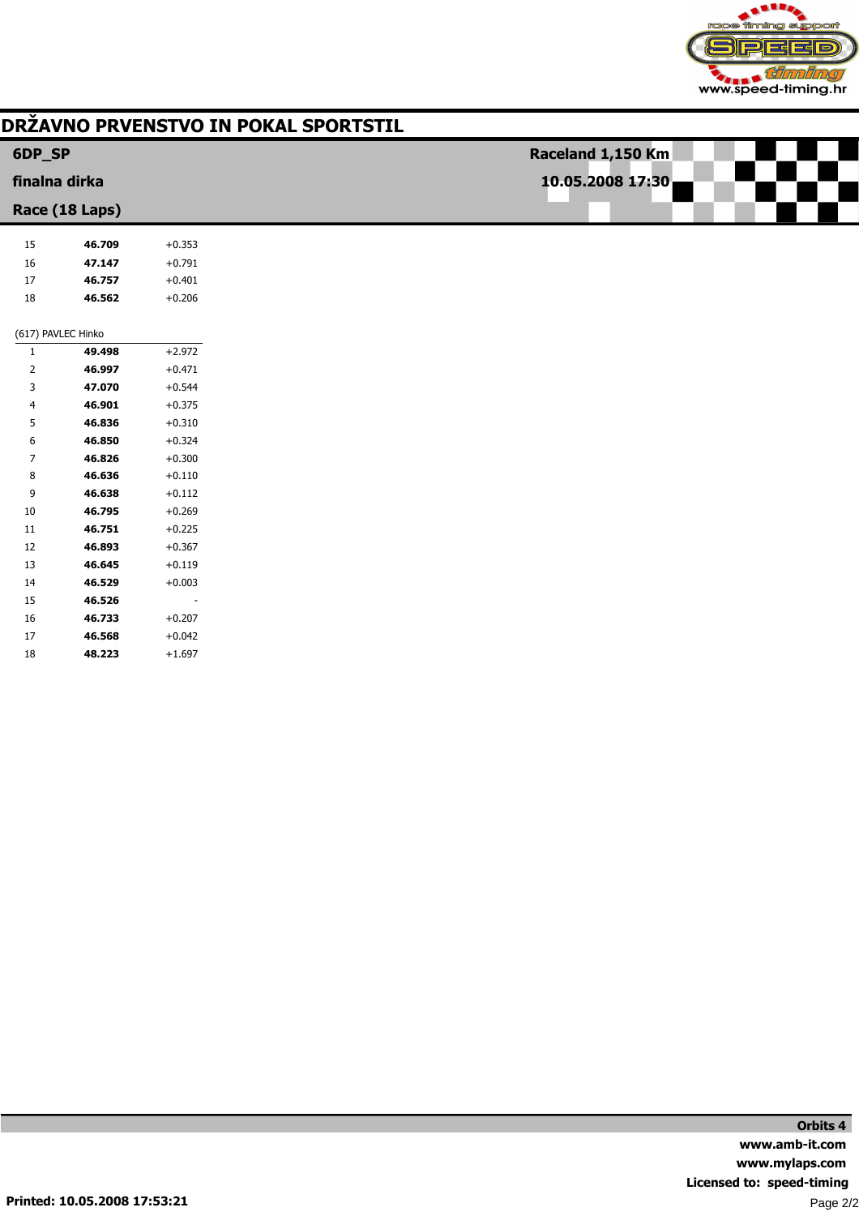# DRŽAVNO PRVENSTVO IN POKAL SPORTSTIL

**6DP_SP** — **Raceland 1,150 Km**

**finalna dirka** — **10.05.2008 17:30**

**Race (18 Laps)**

| | | |
|---|---|---|
| 15 | **46.709** | +0.353 |
| 16 | **47.147** | +0.791 |
| 17 | **46.757** | +0.401 |
| 18 | **46.562** | +0.206 |

(617) PAVLEC Hinko

| | | |
|---|---|---|
| 1 | **49.498** | +2.972 |
| 2 | **46.997** | +0.471 |
| 3 | **47.070** | +0.544 |
| 4 | **46.901** | +0.375 |
| 5 | **46.836** | +0.310 |
| 6 | **46.850** | +0.324 |
| 7 | **46.826** | +0.300 |
| 8 | **46.636** | +0.110 |
| 9 | **46.638** | +0.112 |
| 10 | **46.795** | +0.269 |
| 11 | **46.751** | +0.225 |
| 12 | **46.893** | +0.367 |
| 13 | **46.645** | +0.119 |
| 14 | **46.529** | +0.003 |
| 15 | **46.526** | - |
| 16 | **46.733** | +0.207 |
| 17 | **46.568** | +0.042 |
| 18 | **48.223** | +1.697 |

**Orbits 4**
**www.amb-it.com**
**www.mylaps.com**
**Licensed to: speed-timing**

**Printed: 10.05.2008 17:53:21**